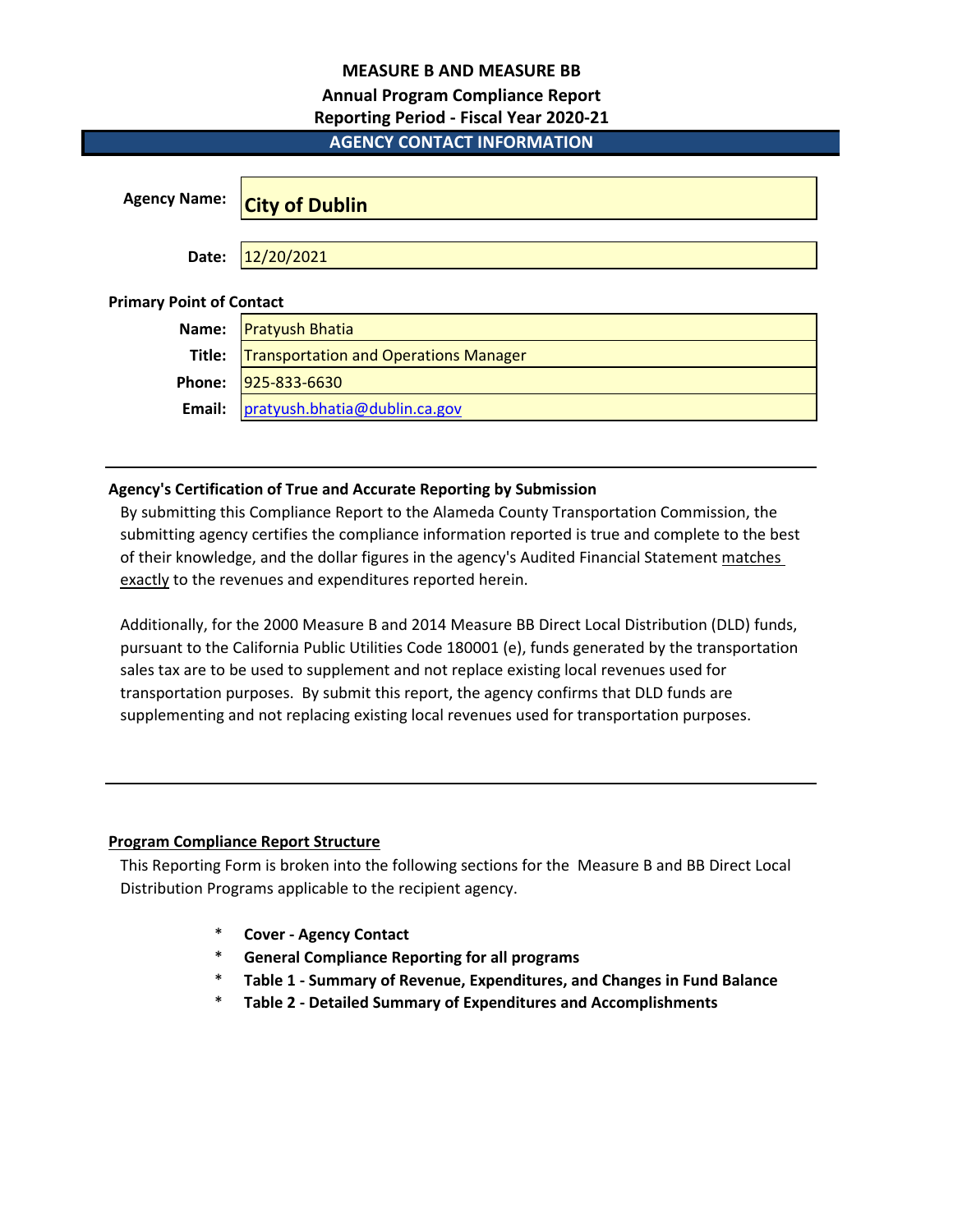# MEASURE B AND MEASURE BB

## Annual Program Compliance Report

### Reporting Period - Fiscal Year 2020-21

## AGENCY CONTACT INFORMATION

| | |
|---|---|
| **Agency Name:** | **City of Dublin** |
| **Date:** | 12/20/2021 |

**Primary Point of Contact**

| | |
|---|---|
| **Name:** | Pratyush Bhatia |
| **Title:** | Transportation and Operations Manager |
| **Phone:** | 925-833-6630 |
| **Email:** | pratyush.bhatia@dublin.ca.gov |

---

**Agency's Certification of True and Accurate Reporting by Submission**

By submitting this Compliance Report to the Alameda County Transportation Commission, the submitting agency certifies the compliance information reported is true and complete to the best of their knowledge, and the dollar figures in the agency's Audited Financial Statement matches exactly to the revenues and expenditures reported herein.

Additionally, for the 2000 Measure B and 2014 Measure BB Direct Local Distribution (DLD) funds, pursuant to the California Public Utilities Code 180001 (e), funds generated by the transportation sales tax are to be used to supplement and not replace existing local revenues used for transportation purposes. By submit this report, the agency confirms that DLD funds are supplementing and not replacing existing local revenues used for transportation purposes.

---

**Program Compliance Report Structure**

This Reporting Form is broken into the following sections for the Measure B and BB Direct Local Distribution Programs applicable to the recipient agency.

- **Cover - Agency Contact**
- **General Compliance Reporting for all programs**
- **Table 1 - Summary of Revenue, Expenditures, and Changes in Fund Balance**
- **Table 2 - Detailed Summary of Expenditures and Accomplishments**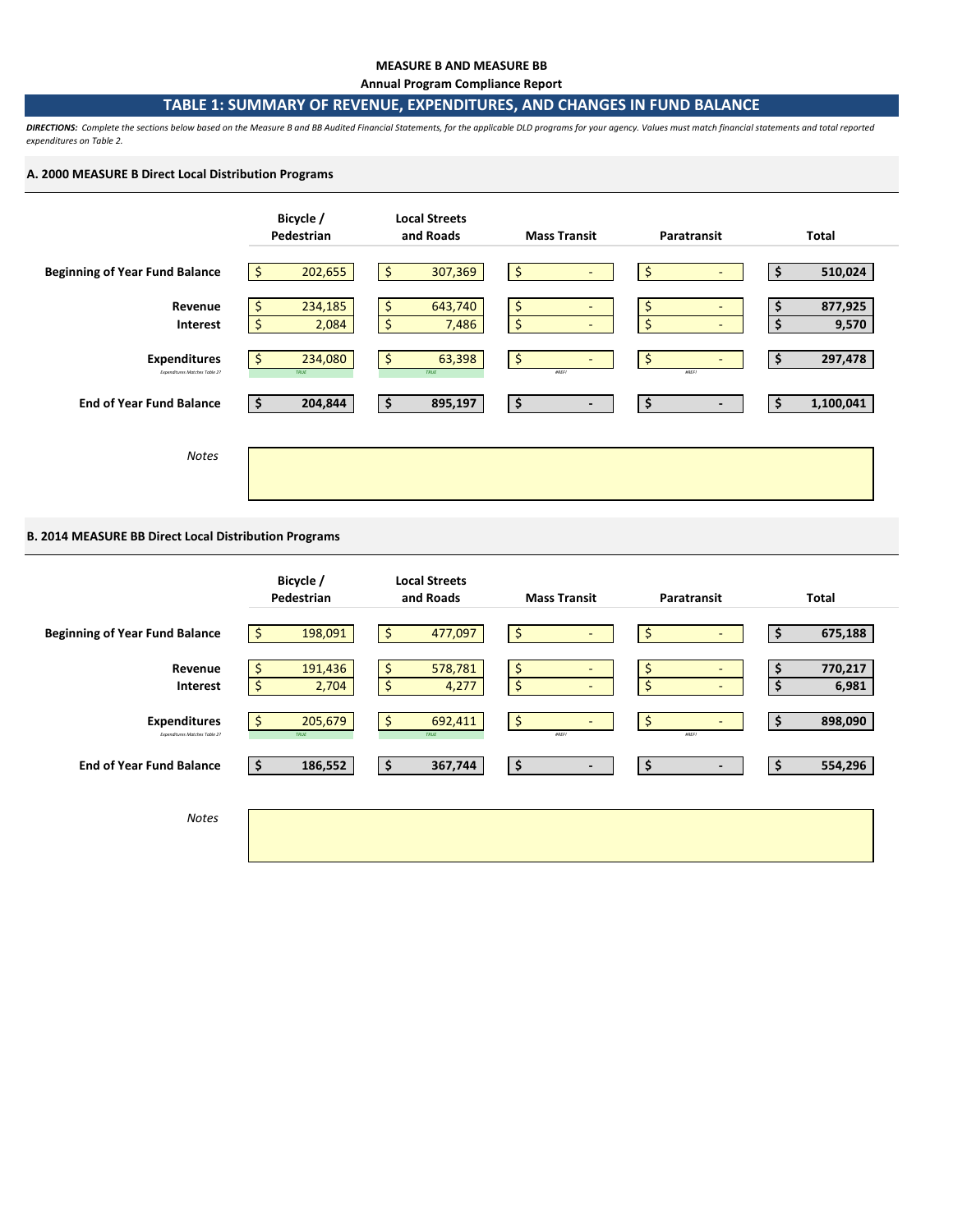**MEASURE B AND MEASURE BB**

**Annual Program Compliance Report**

## TABLE 1: SUMMARY OF REVENUE, EXPENDITURES, AND CHANGES IN FUND BALANCE

***DIRECTIONS:*** *Complete the sections below based on the Measure B and BB Audited Financial Statements, for the applicable DLD programs for your agency. Values must match financial statements and total reported expenditures on Table 2.*

### A. 2000 MEASURE B Direct Local Distribution Programs

| | Bicycle / Pedestrian | Local Streets and Roads | Mass Transit | Paratransit | Total |
|---|---|---|---|---|---|
| **Beginning of Year Fund Balance** | $ 202,655 | $ 307,369 | $ - | $ - | **$ 510,024** |
| **Revenue** | $ 234,185 | $ 643,740 | $ - | $ - | **$ 877,925** |
| **Interest** | $ 2,084 | $ 7,486 | $ - | $ - | **$ 9,570** |
| **Expenditures** | $ 234,080 | $ 63,398 | $ - | $ - | **$ 297,478** |
| *Expenditures Matches Table 2?* | TRUE | TRUE | #REF! | #REF! | |
| **End of Year Fund Balance** | **$ 204,844** | **$ 895,197** | **$ -** | **$ -** | **$ 1,100,041** |

*Notes*

### B. 2014 MEASURE BB Direct Local Distribution Programs

| | Bicycle / Pedestrian | Local Streets and Roads | Mass Transit | Paratransit | Total |
|---|---|---|---|---|---|
| **Beginning of Year Fund Balance** | $ 198,091 | $ 477,097 | $ - | $ - | **$ 675,188** |
| **Revenue** | $ 191,436 | $ 578,781 | $ - | $ - | **$ 770,217** |
| **Interest** | $ 2,704 | $ 4,277 | $ - | $ - | **$ 6,981** |
| **Expenditures** | $ 205,679 | $ 692,411 | $ - | $ - | **$ 898,090** |
| *Expenditures Matches Table 2?* | TRUE | TRUE | #REF! | #REF! | |
| **End of Year Fund Balance** | **$ 186,552** | **$ 367,744** | **$ -** | **$ -** | **$ 554,296** |

*Notes*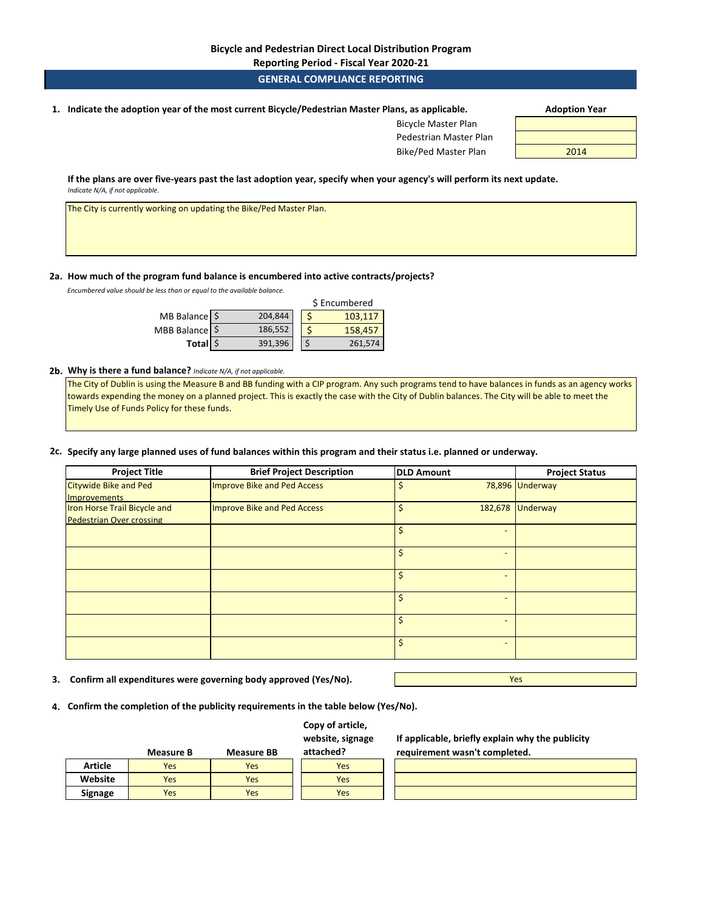# Bicycle and Pedestrian Direct Local Distribution Program

## Reporting Period - Fiscal Year 2020-21

## GENERAL COMPLIANCE REPORTING

**1. Indicate the adoption year of the most current Bicycle/Pedestrian Master Plans, as applicable.**

| | Adoption Year |
|---|---|
| Bicycle Master Plan | |
| Pedestrian Master Plan | |
| Bike/Ped Master Plan | 2014 |

**If the plans are over five-years past the last adoption year, specify when your agency's will perform its next update.**
*Indicate N/A, if not applicable.*

The City is currently working on updating the Bike/Ped Master Plan.

**2a. How much of the program fund balance is encumbered into active contracts/projects?**
*Encumbered value should be less than or equal to the available balance.*

| | Balance | $ Encumbered |
|---|---|---|
| MB Balance | $ 204,844 | $ 103,117 |
| MBB Balance | $ 186,552 | $ 158,457 |
| **Total** | $ 391,396 | $ 261,574 |

**2b. Why is there a fund balance?** *Indicate N/A, if not applicable.*

The City of Dublin is using the Measure B and BB funding with a CIP program. Any such programs tend to have balances in funds as an agency works towards expending the money on a planned project. This is exactly the case with the City of Dublin balances. The City will be able to meet the Timely Use of Funds Policy for these funds.

**2c. Specify any large planned uses of fund balances within this program and their status i.e. planned or underway.**

| Project Title | Brief Project Description | DLD Amount | Project Status |
|---|---|---|---|
| Citywide Bike and Ped Improvements | Improve Bike and Ped Access | $ 78,896 | Underway |
| Iron Horse Trail Bicycle and Pedestrian Over crossing | Improve Bike and Ped Access | $ 182,678 | Underway |
| | | $ - | |
| | | $ - | |
| | | $ - | |
| | | $ - | |
| | | $ - | |
| | | $ - | |

**3. Confirm all expenditures were governing body approved (Yes/No).** Yes

**4. Confirm the completion of the publicity requirements in the table below (Yes/No).**

| | Measure B | Measure BB | Copy of article, website, signage attached? | If applicable, briefly explain why the publicity requirement wasn't completed. |
|---|---|---|---|---|
| **Article** | Yes | Yes | Yes | |
| **Website** | Yes | Yes | Yes | |
| **Signage** | Yes | Yes | Yes | |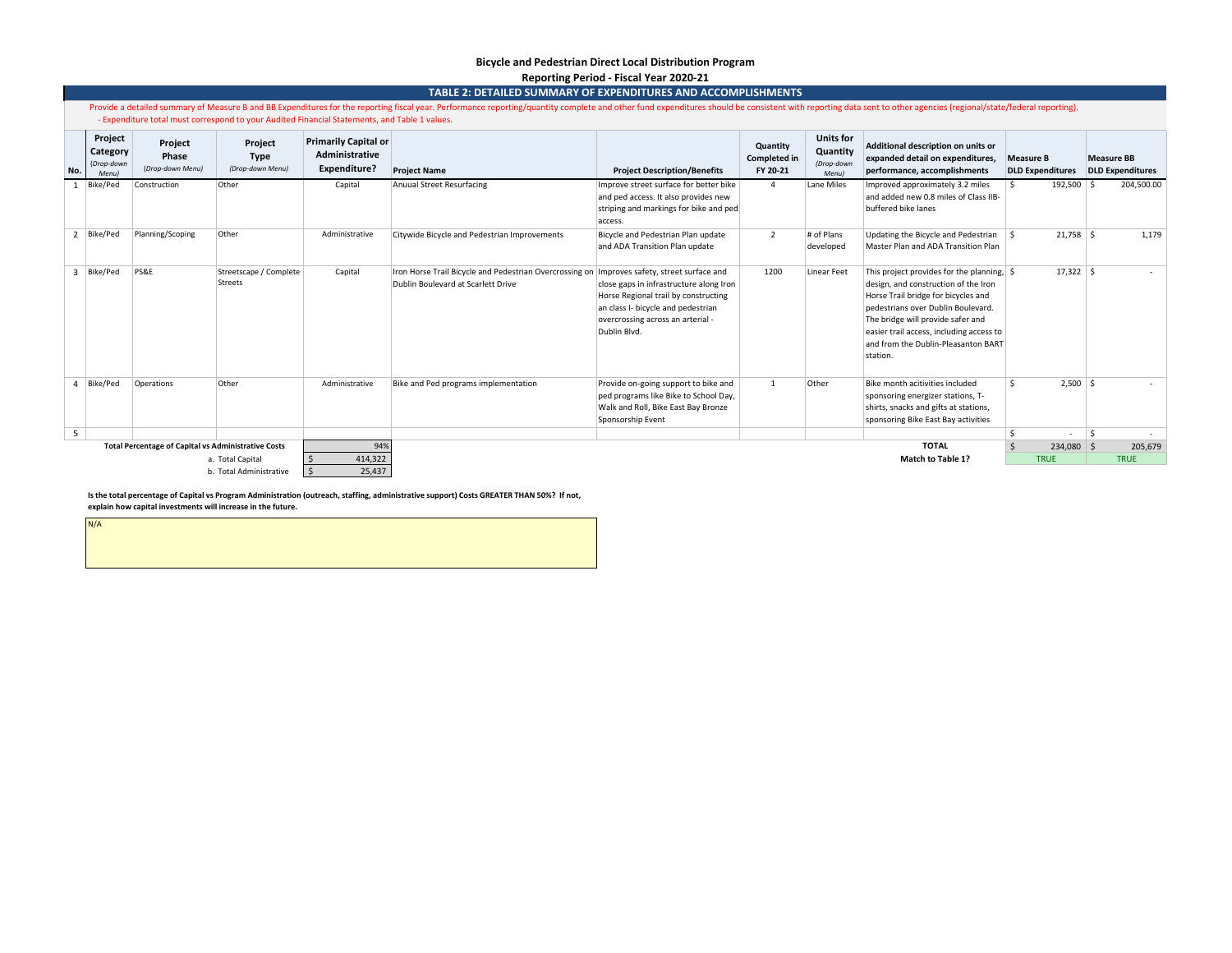**Bicycle and Pedestrian Direct Local Distribution Program**

**Reporting Period - Fiscal Year 2020-21**

## TABLE 2: DETAILED SUMMARY OF EXPENDITURES AND ACCOMPLISHMENTS

Provide a detailed summary of Measure B and BB Expenditures for the reporting fiscal year. Performance reporting/quantity complete and other fund expenditures should be consistent with reporting data sent to other agencies (regional/state/federal reporting).
- Expenditure total must correspond to your Audited Financial Statements, and Table 1 values.

| No. | Project Category (Drop-down Menu) | Project Phase (Drop-down Menu) | Project Type (Drop-down Menu) | Primarily Capital or Administrative Expenditure? | Project Name | Project Description/Benefits | Quantity Completed in FY 20-21 | Units for Quantity (Drop-down Menu) | Additional description on units or expanded detail on expenditures, performance, accomplishments | Measure B DLD Expenditures | Measure BB DLD Expenditures |
|---|---|---|---|---|---|---|---|---|---|---|---|
| 1 | Bike/Ped | Construction | Other | Capital | Anuual Street Resurfacing | Improve street surface for better bike and ped access. It also provides new striping and markings for bike and ped access. | 4 | Lane Miles | Improved approximately 3.2 miles and added new 0.8 miles of Class IIB-buffered bike lanes | $ 192,500 | $ 204,500.00 |
| 2 | Bike/Ped | Planning/Scoping | Other | Administrative | Citywide Bicycle and Pedestrian Improvements | Bicycle and Pedestrian Plan update and ADA Transition Plan update | 2 | # of Plans developed | Updating the Bicycle and Pedestrian Master Plan and ADA Transition Plan | $ 21,758 | $ 1,179 |
| 3 | Bike/Ped | PS&E | Streetscape / Complete Streets | Capital | Iron Horse Trail Bicycle and Pedestrian Overcrossing on Dublin Boulevard at Scarlett Drive | Improves safety, street surface and close gaps in infrastructure along Iron Horse Regional trail by constructing an class I- bicycle and pedestrian overcrossing across an arterial - Dublin Blvd. | 1200 | Linear Feet | This project provides for the planning, design, and construction of the Iron Horse Trail bridge for bicycles and pedestrians over Dublin Boulevard. The bridge will provide safer and easier trail access, including access to and from the Dublin-Pleasanton BART station. | $ 17,322 | $ - |
| 4 | Bike/Ped | Operations | Other | Administrative | Bike and Ped programs implementation | Provide on-going support to bike and ped programs like Bike to School Day, Walk and Roll, Bike East Bay Bronze Sponsorship Event | 1 | Other | Bike month acitivities included sponsoring energizer stations, T-shirts, snacks and gifts at stations, sponsoring Bike East Bay activities | $ 2,500 | $ - |
| 5 | | | | | | | | | | $ - | $ - |
| | **Total Percentage of Capital vs Administrative Costs** | | | 94% | | | | | **TOTAL** | $ 234,080 | $ 205,679 |
| | | | a. Total Capital | $ 414,322 | | | | | **Match to Table 1?** | TRUE | TRUE |
| | | | b. Total Administrative | $ 25,437 | | | | | | | |

**Is the total percentage of Capital vs Program Administration (outreach, staffing, administrative support) Costs GREATER THAN 50%? If not, explain how capital investments will increase in the future.**

N/A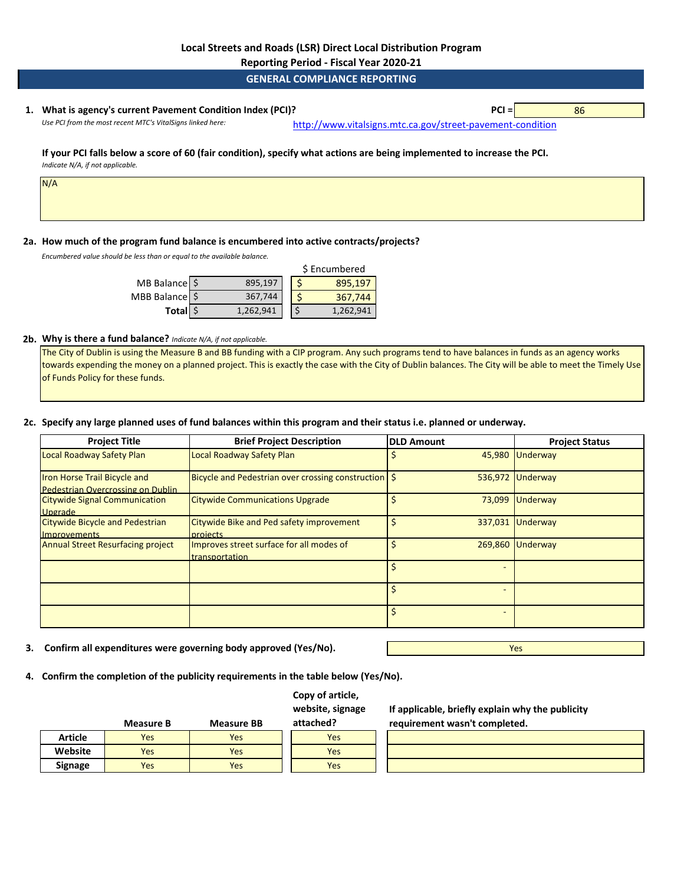# Local Streets and Roads (LSR) Direct Local Distribution Program

## Reporting Period - Fiscal Year 2020-21

## GENERAL COMPLIANCE REPORTING

**1. What is agency's current Pavement Condition Index (PCI)?** **PCI =** 86

*Use PCI from the most recent MTC's VitalSigns linked here:* http://www.vitalsigns.mtc.ca.gov/street-pavement-condition

**If your PCI falls below a score of 60 (fair condition), specify what actions are being implemented to increase the PCI.**
*Indicate N/A, if not applicable.*

N/A

**2a. How much of the program fund balance is encumbered into active contracts/projects?**
*Encumbered value should be less than or equal to the available balance.*

| | Balance | $ Encumbered |
|---|---|---|
| MB Balance | $ 895,197 | $ 895,197 |
| MBB Balance | $ 367,744 | $ 367,744 |
| **Total** | $ 1,262,941 | $ 1,262,941 |

**2b. Why is there a fund balance?** *Indicate N/A, if not applicable.*

The City of Dublin is using the Measure B and BB funding with a CIP program. Any such programs tend to have balances in funds as an agency works towards expending the money on a planned project. This is exactly the case with the City of Dublin balances. The City will be able to meet the Timely Use of Funds Policy for these funds.

**2c. Specify any large planned uses of fund balances within this program and their status i.e. planned or underway.**

| Project Title | Brief Project Description | DLD Amount | Project Status |
|---|---|---|---|
| Local Roadway Safety Plan | Local Roadway Safety Plan | $ 45,980 | Underway |
| Iron Horse Trail Bicycle and Pedestrian Overcrossing on Dublin | Bicycle and Pedestrian over crossing construction | $ 536,972 | Underway |
| Citywide Signal Communication Upgrade | Citywide Communications Upgrade | $ 73,099 | Underway |
| Citywide Bicycle and Pedestrian Improvements | Citywide Bike and Ped safety improvement projects | $ 337,031 | Underway |
| Annual Street Resurfacing project | Improves street surface for all modes of transportation | $ 269,860 | Underway |
| | | $ - | |
| | | $ - | |
| | | $ - | |

**3. Confirm all expenditures were governing body approved (Yes/No).** Yes

**4. Confirm the completion of the publicity requirements in the table below (Yes/No).**

| | Measure B | Measure BB | Copy of article, website, signage attached? | If applicable, briefly explain why the publicity requirement wasn't completed. |
|---|---|---|---|---|
| **Article** | Yes | Yes | Yes | |
| **Website** | Yes | Yes | Yes | |
| **Signage** | Yes | Yes | Yes | |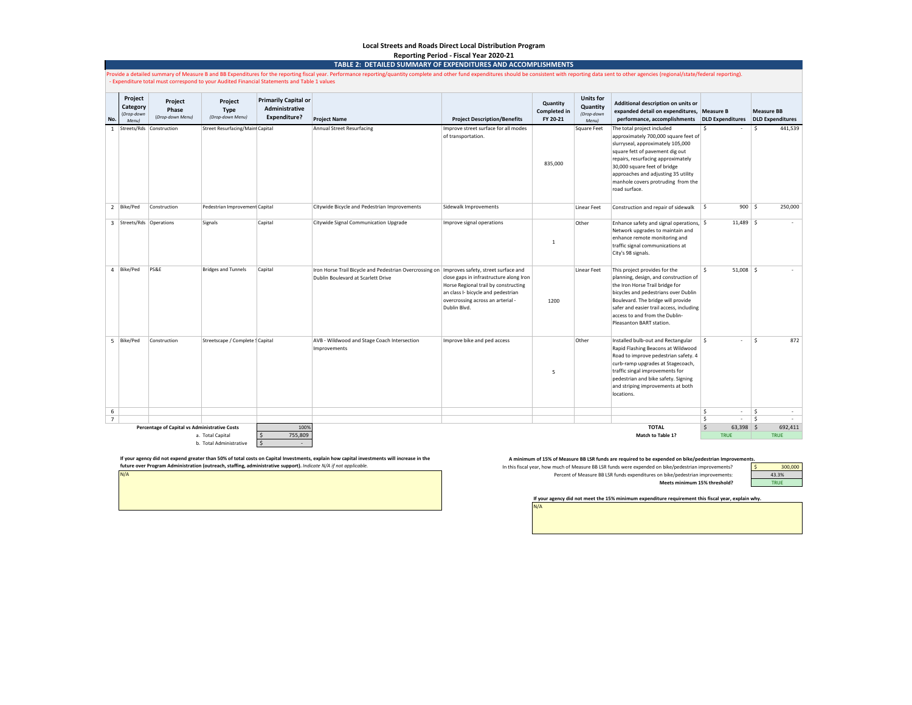# Local Streets and Roads Direct Local Distribution Program

## Reporting Period - Fiscal Year 2020-21

### TABLE 2: DETAILED SUMMARY OF EXPENDITURES AND ACCOMPLISHMENTS

Provide a detailed summary of Measure B and BB Expenditures for the reporting fiscal year. Performance reporting/quantity complete and other fund expenditures should be consistent with reporting data sent to other agencies (regional/state/federal reporting).
- Expenditure total must correspond to your Audited Financial Statements and Table 1 values

| No. | Project Category *(Drop-down Menu)* | Project Phase *(Drop-down Menu)* | Project Type *(Drop-down Menu)* | Primarily Capital or Administrative Expenditure? | Project Name | Project Description/Benefits | Quantity Completed in FY 20-21 | Units for Quantity *(Drop-down Menu)* | Additional description on units or expanded detail on expenditures, performance, accomplishments | Measure B DLD Expenditures | Measure BB DLD Expenditures |
|---|---|---|---|---|---|---|---|---|---|---|---|
| 1 | Streets/Rds | Construction | Street Resurfacing/Maint | Capital | Annual Street Resurfacing | Improve street surface for all modes of transportation. | 835,000 | Square Feet | The total project included approximately 700,000 square feet of slurryseal, approximately 105,000 square fett of pavement dig out repairs, resurfacing approximately 30,000 square feet of bridge approaches and adjusting 35 utility manhole covers protruding from the road surface. | $ - | $ 441,539 |
| 2 | Bike/Ped | Construction | Pedestrian Improvement | Capital | Citywide Bicycle and Pedestrian Improvements | Sidewalk Improvements | | Linear Feet | Construction and repair of sidewalk | $ 900 | $ 250,000 |
| 3 | Streets/Rds | Operations | Signals | Capital | Citywide Signal Communication Upgrade | Improve signal operations | 1 | Other | Enhance safety and signal operations, Network upgrades to maintain and enhance remote monitoring and traffic signal communications at City's 98 signals. | $ 11,489 | $ - |
| 4 | Bike/Ped | PS&E | Bridges and Tunnels | Capital | Iron Horse Trail Bicycle and Pedestrian Overcrossing on Dublin Boulevard at Scarlett Drive | Improves safety, street surface and close gaps in infrastructure along Iron Horse Regional trail by constructing an class I- bicycle and pedestrian overcrossing across an arterial - Dublin Blvd. | 1200 | Linear Feet | This project provides for the planning, design, and construction of the Iron Horse Trail bridge for bicycles and pedestrians over Dublin Boulevard. The bridge will provide safer and easier trail access, including access to and from the Dublin-Pleasanton BART station. | $ 51,008 | $ - |
| 5 | Bike/Ped | Construction | Streetscape / Complete S | Capital | AVB - Wildwood and Stage Coach Intersection Improvements | Improve bike and ped access | 5 | Other | Installed bulb-out and Rectangular Rapid Flashing Beacons at Wildwood Road to improve pedestrian safety. 4 curb-ramp upgrades at Stagecoach, traffic singal improvements for pedestrian and bike safety. Signing and striping improvements at both locations. | $ - | $ 872 |
| 6 | | | | | | | | | | $ - | $ - |
| 7 | | | | | | | | | | $ - | $ - |
| | | | | | | | | | **TOTAL** | $ 63,398 | $ 692,411 |
| | | | | | | | | | **Match to Table 1?** | TRUE | TRUE |

| | |
|---|---|
| **Percentage of Capital vs Administrative Costs** | 100% |
| a. Total Capital | $ 755,809 |
| b. Total Administrative | $ - |

**If your agency did not expend greater than 50% of total costs on Capital Investments, explain how capital investments will increase in the future over Program Administration (outreach, staffing, administrative support).** *Indicate N/A if not applicable.*

N/A

**A minimum of 15% of Measure BB LSR funds are required to be expended on bike/pedestrian Improvements.**

| | |
|---|---|
| In this fiscal year, how much of Measure BB LSR funds were expended on bike/pedestrian improvements? | $ 300,000 |
| Percent of Measure BB LSR funds expenditures on bike/pedestrian improvements: | 43.3% |
| **Meets minimum 15% threshold?** | TRUE |

**If your agency did not meet the 15% minimum expenditure requirement this fiscal year, explain why.**

N/A